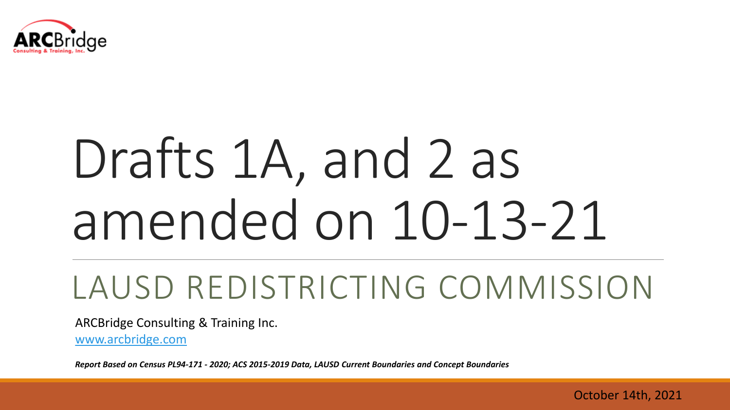ARCBridge
Consulting & Training, Inc.

# Drafts 1A, and 2 as amended on 10-13-21

## LAUSD REDISTRICTING COMMISSION

ARCBridge Consulting & Training Inc.

www.arcbridge.com

***Report Based on Census PL94-171 - 2020; ACS 2015-2019 Data, LAUSD Current Boundaries and Concept Boundaries***

October 14th, 2021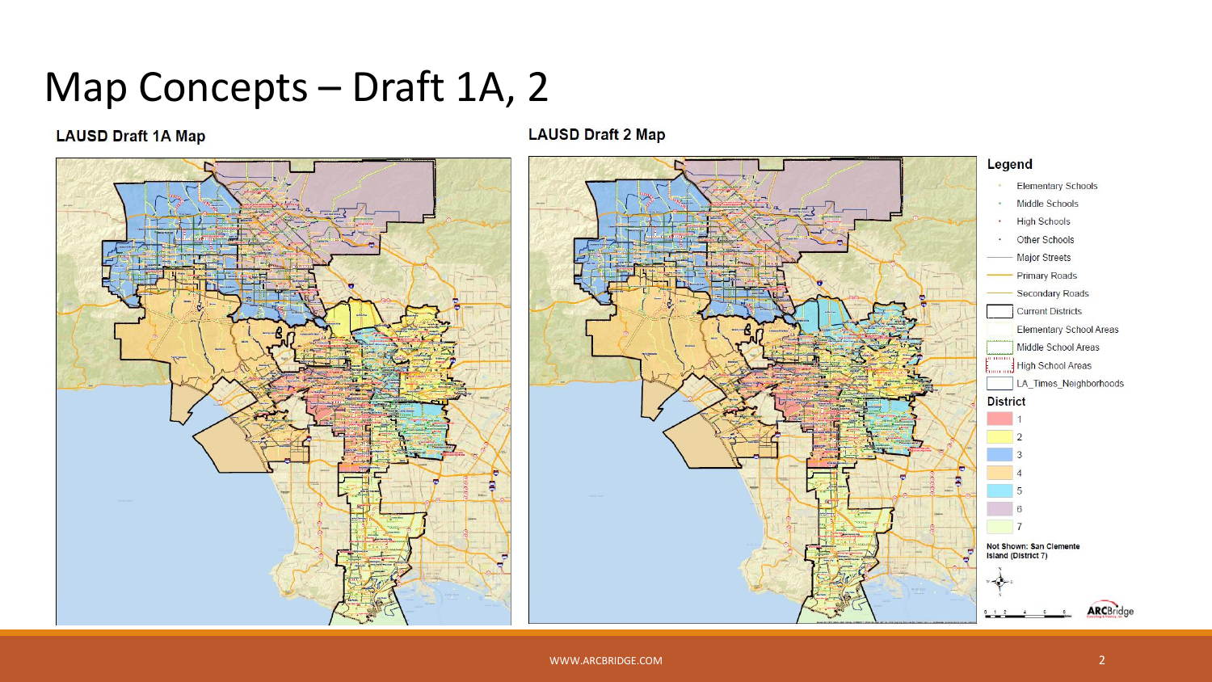# Map Concepts – Draft 1A, 2

**LAUSD Draft 1A Map**

**LAUSD Draft 2 Map**

**Legend**

- Elementary Schools
- Middle Schools
- High Schools
- Other Schools
- Major Streets
- Primary Roads
- Secondary Roads
- Current Districts
- Elementary School Areas
- Middle School Areas
- High School Areas
- LA_Times_Neighborhoods

**District**

- 1
- 2
- 3
- 4
- 5
- 6
- 7

**Not Shown: San Clemente Island (District 7)**

WWW.ARCBRIDGE.COM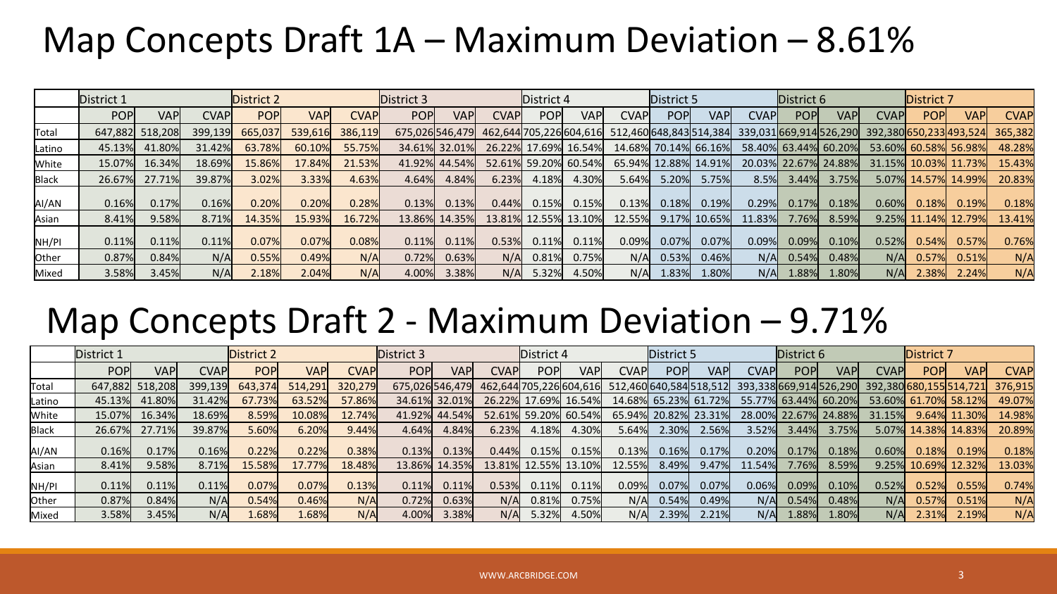# Map Concepts Draft 1A – Maximum Deviation – 8.61%

| | District 1 | | | District 2 | | | District 3 | | | District 4 | | | District 5 | | | District 6 | | | District 7 | | |
|---|---|---|---|---|---|---|---|---|---|---|---|---|---|---|---|---|---|---|---|---|---|
| | POP | VAP | CVAP | POP | VAP | CVAP | POP | VAP | CVAP | POP | VAP | CVAP | POP | VAP | CVAP | POP | VAP | CVAP | POP | VAP | CVAP |
| Total | 647,882 | 518,208 | 399,139 | 665,037 | 539,616 | 386,119 | 675,026 | 546,479 | 462,644 | 705,226 | 604,616 | 512,460 | 648,843 | 514,384 | 339,031 | 669,914 | 526,290 | 392,380 | 650,233 | 493,524 | 365,382 |
| Latino | 45.13% | 41.80% | 31.42% | 63.78% | 60.10% | 55.75% | 34.61% | 32.01% | 26.22% | 17.69% | 16.54% | 14.68% | 70.14% | 66.16% | 58.40% | 63.44% | 60.20% | 53.60% | 60.58% | 56.98% | 48.28% |
| White | 15.07% | 16.34% | 18.69% | 15.86% | 17.84% | 21.53% | 41.92% | 44.54% | 52.61% | 59.20% | 60.54% | 65.94% | 12.88% | 14.91% | 20.03% | 22.67% | 24.88% | 31.15% | 10.03% | 11.73% | 15.43% |
| Black | 26.67% | 27.71% | 39.87% | 3.02% | 3.33% | 4.63% | 4.64% | 4.84% | 6.23% | 4.18% | 4.30% | 5.64% | 5.20% | 5.75% | 8.5% | 3.44% | 3.75% | 5.07% | 14.57% | 14.99% | 20.83% |
| AI/AN | 0.16% | 0.17% | 0.16% | 0.20% | 0.20% | 0.28% | 0.13% | 0.13% | 0.44% | 0.15% | 0.15% | 0.13% | 0.18% | 0.19% | 0.29% | 0.17% | 0.18% | 0.60% | 0.18% | 0.19% | 0.18% |
| Asian | 8.41% | 9.58% | 8.71% | 14.35% | 15.93% | 16.72% | 13.86% | 14.35% | 13.81% | 12.55% | 13.10% | 12.55% | 9.17% | 10.65% | 11.83% | 7.76% | 8.59% | 9.25% | 11.14% | 12.79% | 13.41% |
| NH/PI | 0.11% | 0.11% | 0.11% | 0.07% | 0.07% | 0.08% | 0.11% | 0.11% | 0.53% | 0.11% | 0.11% | 0.09% | 0.07% | 0.07% | 0.09% | 0.09% | 0.10% | 0.52% | 0.54% | 0.57% | 0.76% |
| Other | 0.87% | 0.84% | N/A | 0.55% | 0.49% | N/A | 0.72% | 0.63% | N/A | 0.81% | 0.75% | N/A | 0.53% | 0.46% | N/A | 0.54% | 0.48% | N/A | 0.57% | 0.51% | N/A |
| Mixed | 3.58% | 3.45% | N/A | 2.18% | 2.04% | N/A | 4.00% | 3.38% | N/A | 5.32% | 4.50% | N/A | 1.83% | 1.80% | N/A | 1.88% | 1.80% | N/A | 2.38% | 2.24% | N/A |

# Map Concepts Draft 2 - Maximum Deviation – 9.71%

| | District 1 | | | District 2 | | | District 3 | | | District 4 | | | District 5 | | | District 6 | | | District 7 | | |
|---|---|---|---|---|---|---|---|---|---|---|---|---|---|---|---|---|---|---|---|---|---|
| | POP | VAP | CVAP | POP | VAP | CVAP | POP | VAP | CVAP | POP | VAP | CVAP | POP | VAP | CVAP | POP | VAP | CVAP | POP | VAP | CVAP |
| Total | 647,882 | 518,208 | 399,139 | 643,374 | 514,291 | 320,279 | 675,026 | 546,479 | 462,644 | 705,226 | 604,616 | 512,460 | 640,584 | 518,512 | 393,338 | 669,914 | 526,290 | 392,380 | 680,155 | 514,721 | 376,915 |
| Latino | 45.13% | 41.80% | 31.42% | 67.73% | 63.52% | 57.86% | 34.61% | 32.01% | 26.22% | 17.69% | 16.54% | 14.68% | 65.23% | 61.72% | 55.77% | 63.44% | 60.20% | 53.60% | 61.70% | 58.12% | 49.07% |
| White | 15.07% | 16.34% | 18.69% | 8.59% | 10.08% | 12.74% | 41.92% | 44.54% | 52.61% | 59.20% | 60.54% | 65.94% | 20.82% | 23.31% | 28.00% | 22.67% | 24.88% | 31.15% | 9.64% | 11.30% | 14.98% |
| Black | 26.67% | 27.71% | 39.87% | 5.60% | 6.20% | 9.44% | 4.64% | 4.84% | 6.23% | 4.18% | 4.30% | 5.64% | 2.30% | 2.56% | 3.52% | 3.44% | 3.75% | 5.07% | 14.38% | 14.83% | 20.89% |
| AI/AN | 0.16% | 0.17% | 0.16% | 0.22% | 0.22% | 0.38% | 0.13% | 0.13% | 0.44% | 0.15% | 0.15% | 0.13% | 0.16% | 0.17% | 0.20% | 0.17% | 0.18% | 0.60% | 0.18% | 0.19% | 0.18% |
| Asian | 8.41% | 9.58% | 8.71% | 15.58% | 17.77% | 18.48% | 13.86% | 14.35% | 13.81% | 12.55% | 13.10% | 12.55% | 8.49% | 9.47% | 11.54% | 7.76% | 8.59% | 9.25% | 10.69% | 12.32% | 13.03% |
| NH/PI | 0.11% | 0.11% | 0.11% | 0.07% | 0.07% | 0.13% | 0.11% | 0.11% | 0.53% | 0.11% | 0.11% | 0.09% | 0.07% | 0.07% | 0.06% | 0.09% | 0.10% | 0.52% | 0.52% | 0.55% | 0.74% |
| Other | 0.87% | 0.84% | N/A | 0.54% | 0.46% | N/A | 0.72% | 0.63% | N/A | 0.81% | 0.75% | N/A | 0.54% | 0.49% | N/A | 0.54% | 0.48% | N/A | 0.57% | 0.51% | N/A |
| Mixed | 3.58% | 3.45% | N/A | 1.68% | 1.68% | N/A | 4.00% | 3.38% | N/A | 5.32% | 4.50% | N/A | 2.39% | 2.21% | N/A | 1.88% | 1.80% | N/A | 2.31% | 2.19% | N/A |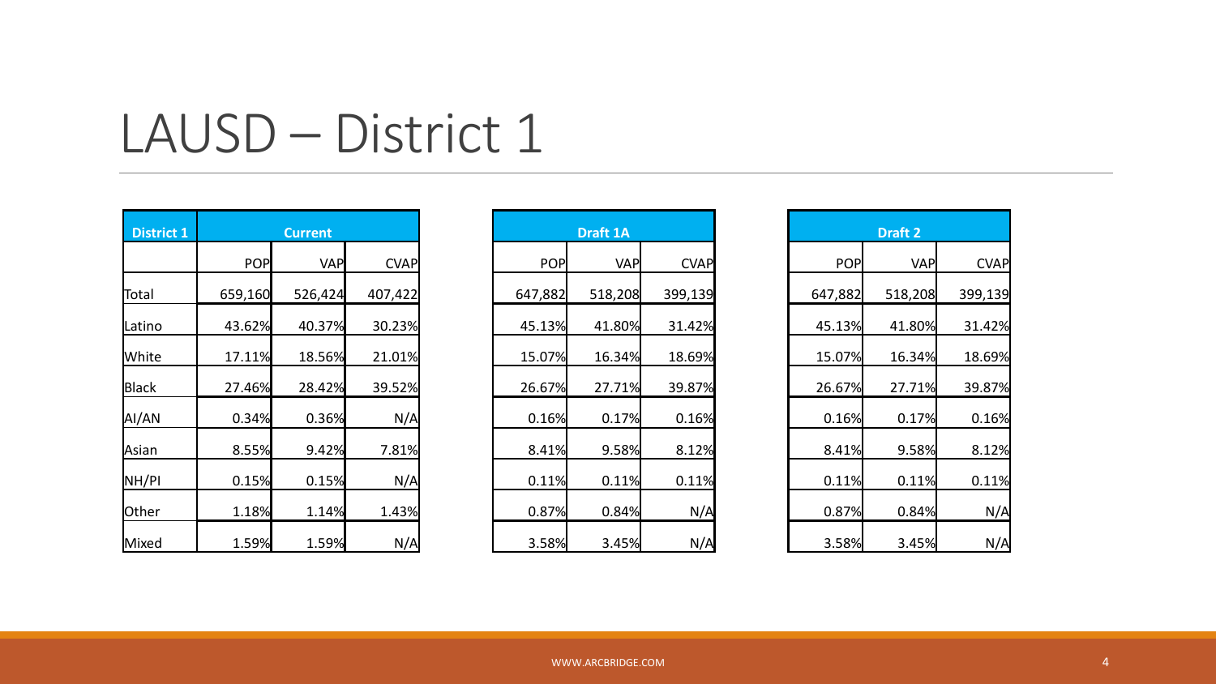# LAUSD – District 1

| District 1 | Current | | |
|---|---|---|---|
| | POP | VAP | CVAP |
| Total | 659,160 | 526,424 | 407,422 |
| Latino | 43.62% | 40.37% | 30.23% |
| White | 17.11% | 18.56% | 21.01% |
| Black | 27.46% | 28.42% | 39.52% |
| AI/AN | 0.34% | 0.36% | N/A |
| Asian | 8.55% | 9.42% | 7.81% |
| NH/PI | 0.15% | 0.15% | N/A |
| Other | 1.18% | 1.14% | 1.43% |
| Mixed | 1.59% | 1.59% | N/A |

| Draft 1A | | |
|---|---|---|
| POP | VAP | CVAP |
| 647,882 | 518,208 | 399,139 |
| 45.13% | 41.80% | 31.42% |
| 15.07% | 16.34% | 18.69% |
| 26.67% | 27.71% | 39.87% |
| 0.16% | 0.17% | 0.16% |
| 8.41% | 9.58% | 8.12% |
| 0.11% | 0.11% | 0.11% |
| 0.87% | 0.84% | N/A |
| 3.58% | 3.45% | N/A |

| Draft 2 | | |
|---|---|---|
| POP | VAP | CVAP |
| 647,882 | 518,208 | 399,139 |
| 45.13% | 41.80% | 31.42% |
| 15.07% | 16.34% | 18.69% |
| 26.67% | 27.71% | 39.87% |
| 0.16% | 0.17% | 0.16% |
| 8.41% | 9.58% | 8.12% |
| 0.11% | 0.11% | 0.11% |
| 0.87% | 0.84% | N/A |
| 3.58% | 3.45% | N/A |

WWW.ARCBRIDGE.COM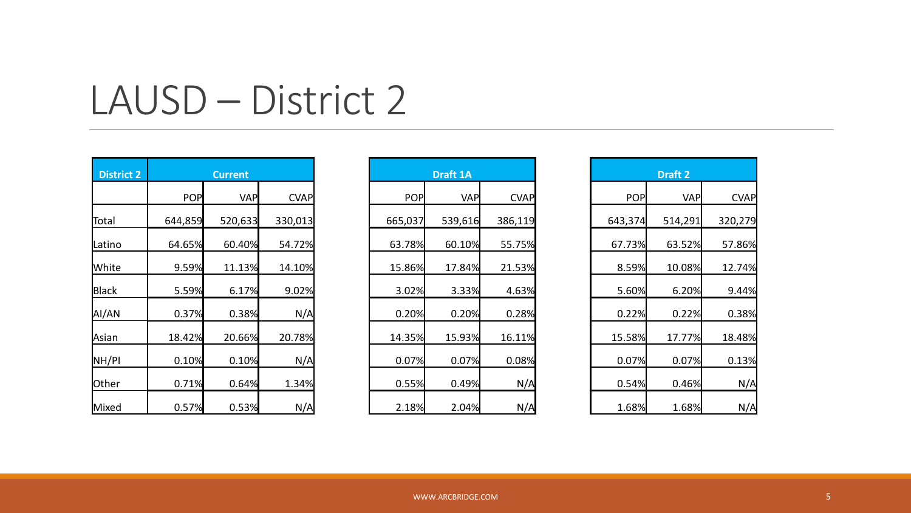# LAUSD – District 2

| District 2 | Current | | |
|---|---|---|---|
| | POP | VAP | CVAP |
| Total | 644,859 | 520,633 | 330,013 |
| Latino | 64.65% | 60.40% | 54.72% |
| White | 9.59% | 11.13% | 14.10% |
| Black | 5.59% | 6.17% | 9.02% |
| AI/AN | 0.37% | 0.38% | N/A |
| Asian | 18.42% | 20.66% | 20.78% |
| NH/PI | 0.10% | 0.10% | N/A |
| Other | 0.71% | 0.64% | 1.34% |
| Mixed | 0.57% | 0.53% | N/A |

| Draft 1A | | |
|---|---|---|
| POP | VAP | CVAP |
| 665,037 | 539,616 | 386,119 |
| 63.78% | 60.10% | 55.75% |
| 15.86% | 17.84% | 21.53% |
| 3.02% | 3.33% | 4.63% |
| 0.20% | 0.20% | 0.28% |
| 14.35% | 15.93% | 16.11% |
| 0.07% | 0.07% | 0.08% |
| 0.55% | 0.49% | N/A |
| 2.18% | 2.04% | N/A |

| Draft 2 | | |
|---|---|---|
| POP | VAP | CVAP |
| 643,374 | 514,291 | 320,279 |
| 67.73% | 63.52% | 57.86% |
| 8.59% | 10.08% | 12.74% |
| 5.60% | 6.20% | 9.44% |
| 0.22% | 0.22% | 0.38% |
| 15.58% | 17.77% | 18.48% |
| 0.07% | 0.07% | 0.13% |
| 0.54% | 0.46% | N/A |
| 1.68% | 1.68% | N/A |

WWW.ARCBRIDGE.COM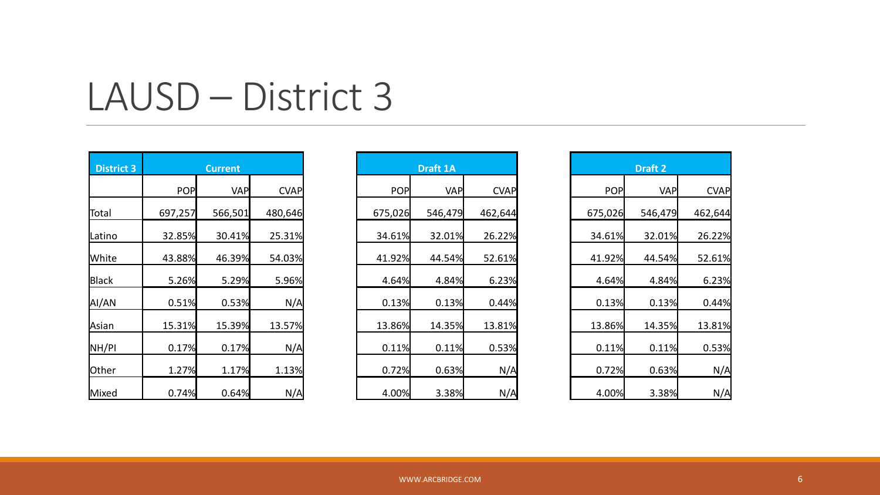# LAUSD – District 3

| District 3 | Current | | |
|---|---|---|---|
| | POP | VAP | CVAP |
| Total | 697,257 | 566,501 | 480,646 |
| Latino | 32.85% | 30.41% | 25.31% |
| White | 43.88% | 46.39% | 54.03% |
| Black | 5.26% | 5.29% | 5.96% |
| AI/AN | 0.51% | 0.53% | N/A |
| Asian | 15.31% | 15.39% | 13.57% |
| NH/PI | 0.17% | 0.17% | N/A |
| Other | 1.27% | 1.17% | 1.13% |
| Mixed | 0.74% | 0.64% | N/A |

| Draft 1A | | |
|---|---|---|
| POP | VAP | CVAP |
| 675,026 | 546,479 | 462,644 |
| 34.61% | 32.01% | 26.22% |
| 41.92% | 44.54% | 52.61% |
| 4.64% | 4.84% | 6.23% |
| 0.13% | 0.13% | 0.44% |
| 13.86% | 14.35% | 13.81% |
| 0.11% | 0.11% | 0.53% |
| 0.72% | 0.63% | N/A |
| 4.00% | 3.38% | N/A |

| Draft 2 | | |
|---|---|---|
| POP | VAP | CVAP |
| 675,026 | 546,479 | 462,644 |
| 34.61% | 32.01% | 26.22% |
| 41.92% | 44.54% | 52.61% |
| 4.64% | 4.84% | 6.23% |
| 0.13% | 0.13% | 0.44% |
| 13.86% | 14.35% | 13.81% |
| 0.11% | 0.11% | 0.53% |
| 0.72% | 0.63% | N/A |
| 4.00% | 3.38% | N/A |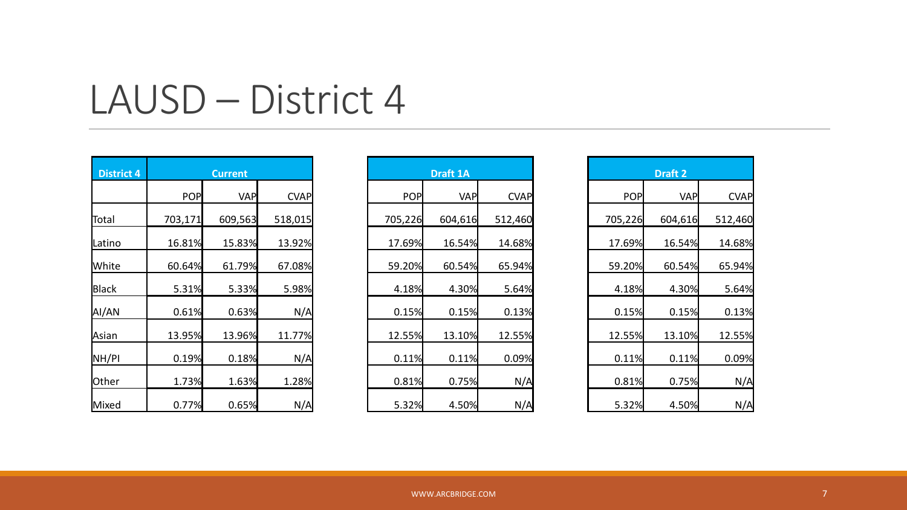# LAUSD – District 4

| District 4 | Current | | |
|---|---|---|---|
| | POP | VAP | CVAP |
| Total | 703,171 | 609,563 | 518,015 |
| Latino | 16.81% | 15.83% | 13.92% |
| White | 60.64% | 61.79% | 67.08% |
| Black | 5.31% | 5.33% | 5.98% |
| AI/AN | 0.61% | 0.63% | N/A |
| Asian | 13.95% | 13.96% | 11.77% |
| NH/PI | 0.19% | 0.18% | N/A |
| Other | 1.73% | 1.63% | 1.28% |
| Mixed | 0.77% | 0.65% | N/A |

| Draft 1A | | |
|---|---|---|
| POP | VAP | CVAP |
| 705,226 | 604,616 | 512,460 |
| 17.69% | 16.54% | 14.68% |
| 59.20% | 60.54% | 65.94% |
| 4.18% | 4.30% | 5.64% |
| 0.15% | 0.15% | 0.13% |
| 12.55% | 13.10% | 12.55% |
| 0.11% | 0.11% | 0.09% |
| 0.81% | 0.75% | N/A |
| 5.32% | 4.50% | N/A |

| Draft 2 | | |
|---|---|---|
| POP | VAP | CVAP |
| 705,226 | 604,616 | 512,460 |
| 17.69% | 16.54% | 14.68% |
| 59.20% | 60.54% | 65.94% |
| 4.18% | 4.30% | 5.64% |
| 0.15% | 0.15% | 0.13% |
| 12.55% | 13.10% | 12.55% |
| 0.11% | 0.11% | 0.09% |
| 0.81% | 0.75% | N/A |
| 5.32% | 4.50% | N/A |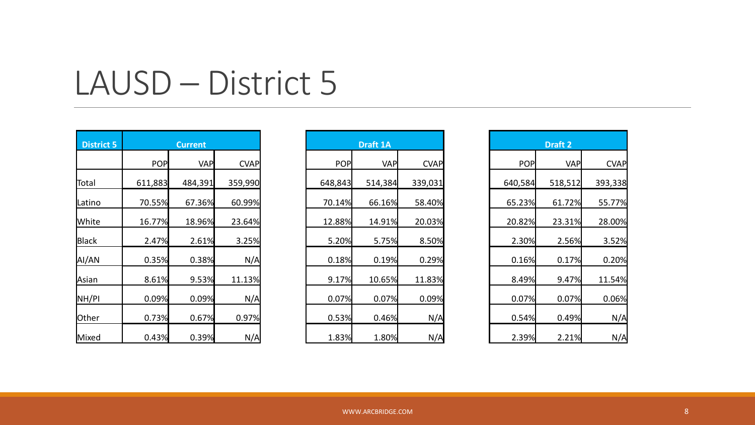# LAUSD – District 5

| District 5 | Current | | | Draft 1A | | | Draft 2 | | |
|---|---|---|---|---|---|---|---|---|---|
| | POP | VAP | CVAP | POP | VAP | CVAP | POP | VAP | CVAP |
| Total | 611,883 | 484,391 | 359,990 | 648,843 | 514,384 | 339,031 | 640,584 | 518,512 | 393,338 |
| Latino | 70.55% | 67.36% | 60.99% | 70.14% | 66.16% | 58.40% | 65.23% | 61.72% | 55.77% |
| White | 16.77% | 18.96% | 23.64% | 12.88% | 14.91% | 20.03% | 20.82% | 23.31% | 28.00% |
| Black | 2.47% | 2.61% | 3.25% | 5.20% | 5.75% | 8.50% | 2.30% | 2.56% | 3.52% |
| AI/AN | 0.35% | 0.38% | N/A | 0.18% | 0.19% | 0.29% | 0.16% | 0.17% | 0.20% |
| Asian | 8.61% | 9.53% | 11.13% | 9.17% | 10.65% | 11.83% | 8.49% | 9.47% | 11.54% |
| NH/PI | 0.09% | 0.09% | N/A | 0.07% | 0.07% | 0.09% | 0.07% | 0.07% | 0.06% |
| Other | 0.73% | 0.67% | 0.97% | 0.53% | 0.46% | N/A | 0.54% | 0.49% | N/A |
| Mixed | 0.43% | 0.39% | N/A | 1.83% | 1.80% | N/A | 2.39% | 2.21% | N/A |

WWW.ARCBRIDGE.COM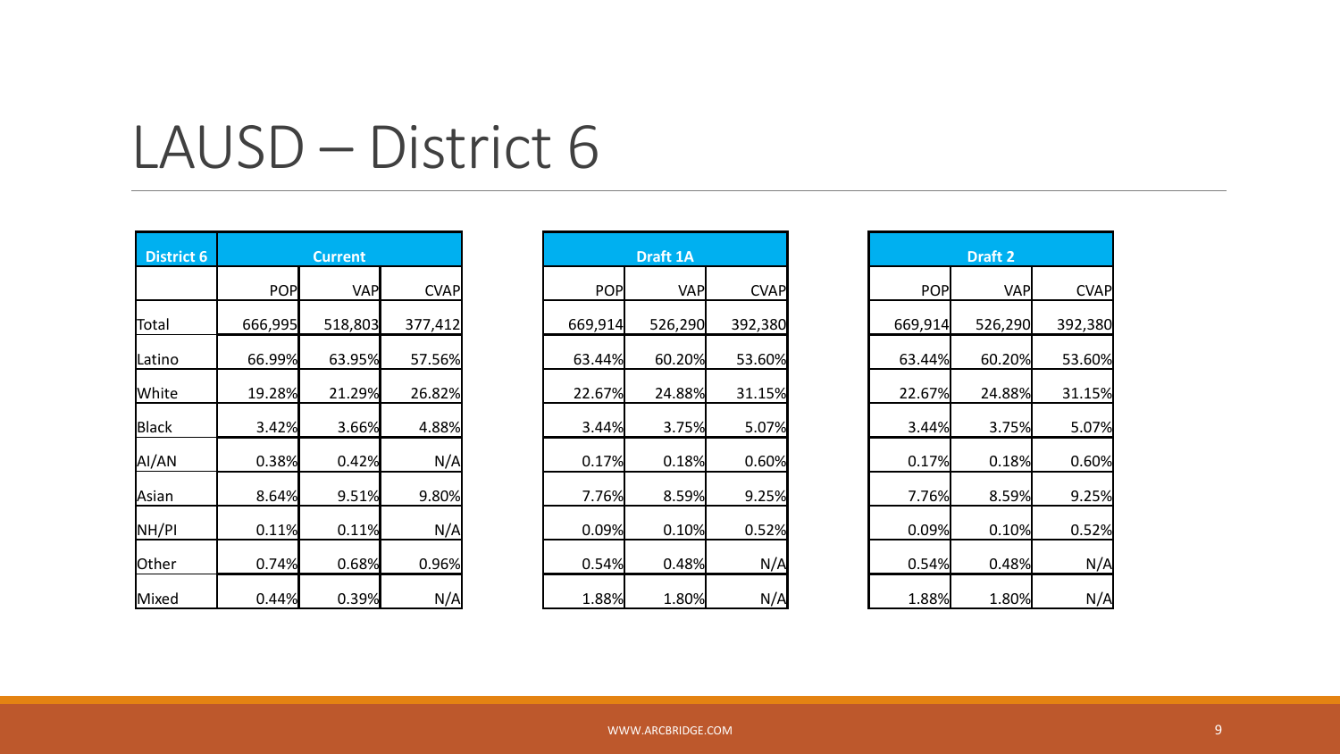# LAUSD – District 6

| District 6 | Current | | |
|---|---|---|---|
| | POP | VAP | CVAP |
| Total | 666,995 | 518,803 | 377,412 |
| Latino | 66.99% | 63.95% | 57.56% |
| White | 19.28% | 21.29% | 26.82% |
| Black | 3.42% | 3.66% | 4.88% |
| AI/AN | 0.38% | 0.42% | N/A |
| Asian | 8.64% | 9.51% | 9.80% |
| NH/PI | 0.11% | 0.11% | N/A |
| Other | 0.74% | 0.68% | 0.96% |
| Mixed | 0.44% | 0.39% | N/A |

| Draft 1A | | |
|---|---|---|
| POP | VAP | CVAP |
| 669,914 | 526,290 | 392,380 |
| 63.44% | 60.20% | 53.60% |
| 22.67% | 24.88% | 31.15% |
| 3.44% | 3.75% | 5.07% |
| 0.17% | 0.18% | 0.60% |
| 7.76% | 8.59% | 9.25% |
| 0.09% | 0.10% | 0.52% |
| 0.54% | 0.48% | N/A |
| 1.88% | 1.80% | N/A |

| Draft 2 | | |
|---|---|---|
| POP | VAP | CVAP |
| 669,914 | 526,290 | 392,380 |
| 63.44% | 60.20% | 53.60% |
| 22.67% | 24.88% | 31.15% |
| 3.44% | 3.75% | 5.07% |
| 0.17% | 0.18% | 0.60% |
| 7.76% | 8.59% | 9.25% |
| 0.09% | 0.10% | 0.52% |
| 0.54% | 0.48% | N/A |
| 1.88% | 1.80% | N/A |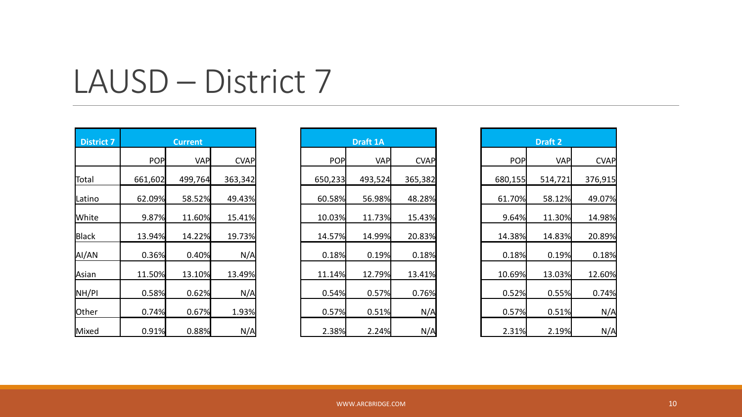# LAUSD – District 7

| District 7 | Current | | | Draft 1A | | | Draft 2 | | |
|---|---|---|---|---|---|---|---|---|---|
| | POP | VAP | CVAP | POP | VAP | CVAP | POP | VAP | CVAP |
| Total | 661,602 | 499,764 | 363,342 | 650,233 | 493,524 | 365,382 | 680,155 | 514,721 | 376,915 |
| Latino | 62.09% | 58.52% | 49.43% | 60.58% | 56.98% | 48.28% | 61.70% | 58.12% | 49.07% |
| White | 9.87% | 11.60% | 15.41% | 10.03% | 11.73% | 15.43% | 9.64% | 11.30% | 14.98% |
| Black | 13.94% | 14.22% | 19.73% | 14.57% | 14.99% | 20.83% | 14.38% | 14.83% | 20.89% |
| AI/AN | 0.36% | 0.40% | N/A | 0.18% | 0.19% | 0.18% | 0.18% | 0.19% | 0.18% |
| Asian | 11.50% | 13.10% | 13.49% | 11.14% | 12.79% | 13.41% | 10.69% | 13.03% | 12.60% |
| NH/PI | 0.58% | 0.62% | N/A | 0.54% | 0.57% | 0.76% | 0.52% | 0.55% | 0.74% |
| Other | 0.74% | 0.67% | 1.93% | 0.57% | 0.51% | N/A | 0.57% | 0.51% | N/A |
| Mixed | 0.91% | 0.88% | N/A | 2.38% | 2.24% | N/A | 2.31% | 2.19% | N/A |

WWW.ARCBRIDGE.COM